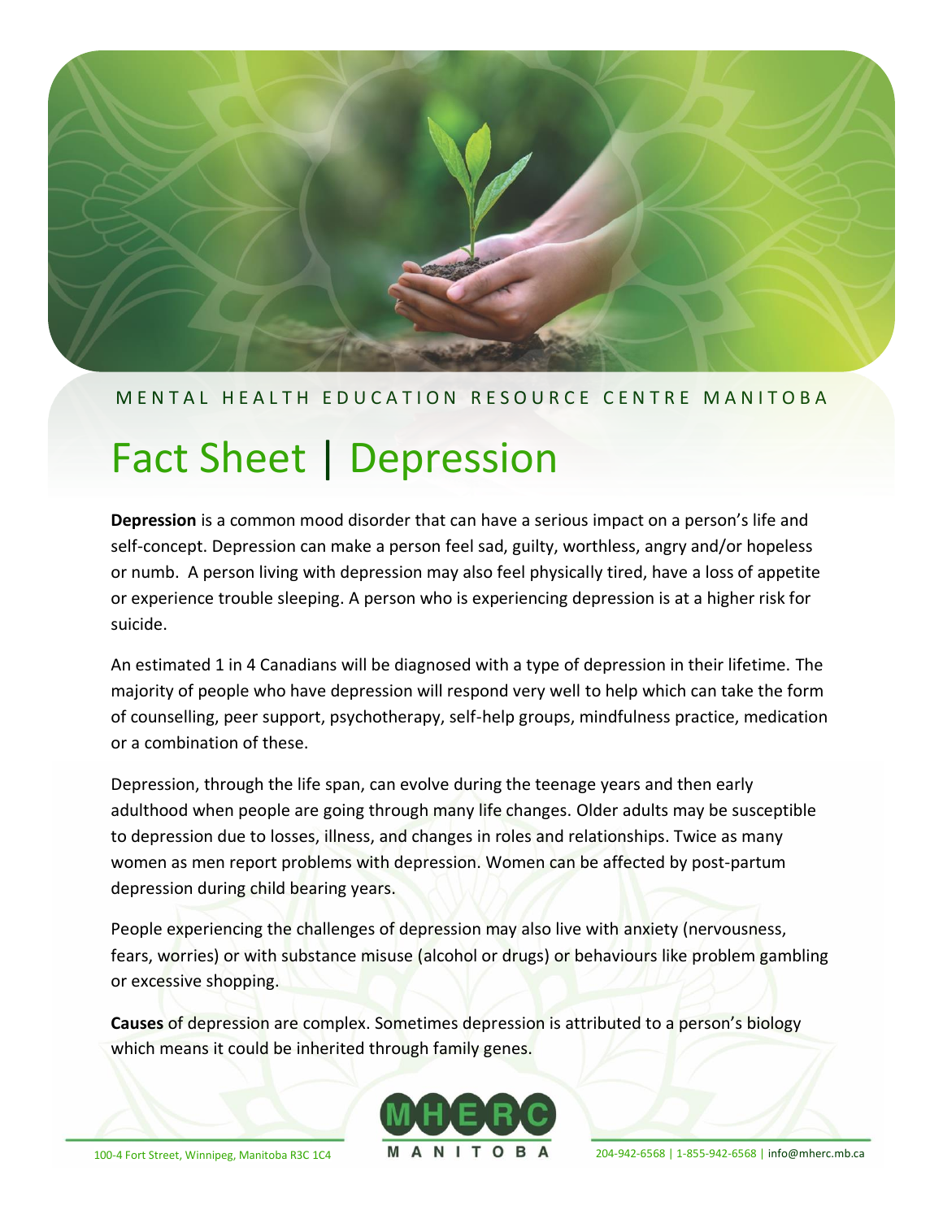MENTAL HEALTH EDUCATION RESOURCE CENTRE MANITOBA

# Fact Sheet | Depression

**Depression** is a common mood disorder that can have a serious impact on a person's life and self-concept. Depression can make a person feel sad, guilty, worthless, angry and/or hopeless or numb. A person living with depression may also feel physically tired, have a loss of appetite or experience trouble sleeping. A person who is experiencing depression is at a higher risk for suicide.

An estimated 1 in 4 Canadians will be diagnosed with a type of depression in their lifetime. The majority of people who have depression will respond very well to help which can take the form of counselling, peer support, psychotherapy, self-help groups, mindfulness practice, medication or a combination of these.

Depression, through the life span, can evolve during the teenage years and then early adulthood when people are going through many life changes. Older adults may be susceptible to depression due to losses, illness, and changes in roles and relationships. Twice as many women as men report problems with depression. Women can be affected by post-partum depression during child bearing years.

People experiencing the challenges of depression may also live with anxiety (nervousness, fears, worries) or with substance misuse (alcohol or drugs) or behaviours like problem gambling or excessive shopping.

**Causes** of depression are complex. Sometimes depression is attributed to a person's biology which means it could be inherited through family genes.

100-4 Fort Street, Winnipeg, Manitoba R3C 1C4 | MHERC MANITOBA | 204-942-6568 | 1-855-942-6568 | info@mherc.mb.ca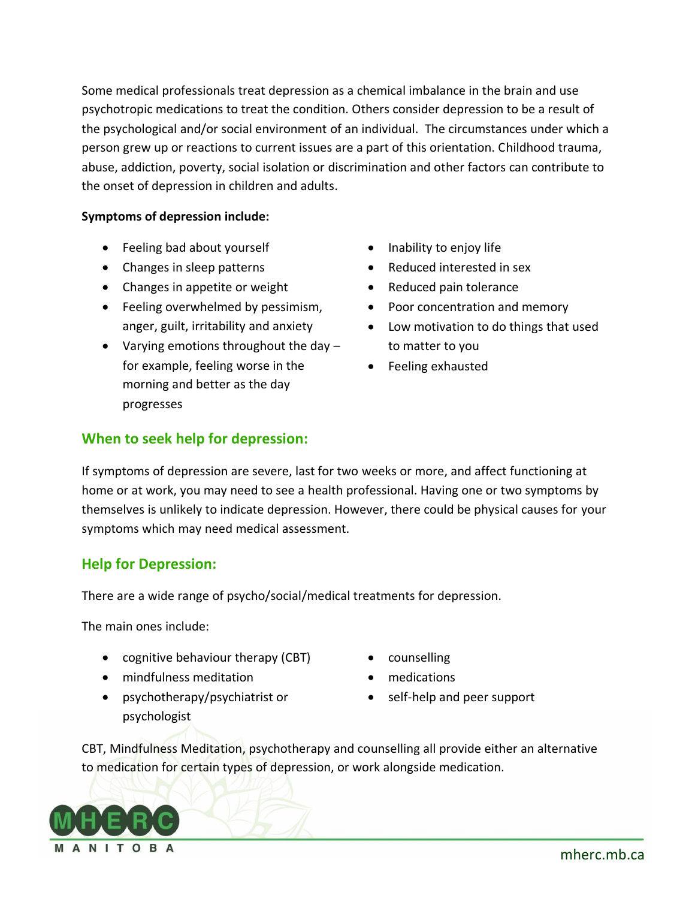Some medical professionals treat depression as a chemical imbalance in the brain and use psychotropic medications to treat the condition. Others consider depression to be a result of the psychological and/or social environment of an individual. The circumstances under which a person grew up or reactions to current issues are a part of this orientation. Childhood trauma, abuse, addiction, poverty, social isolation or discrimination and other factors can contribute to the onset of depression in children and adults.

**Symptoms of depression include:**

- Feeling bad about yourself
- Changes in sleep patterns
- Changes in appetite or weight
- Feeling overwhelmed by pessimism, anger, guilt, irritability and anxiety
- Varying emotions throughout the day – for example, feeling worse in the morning and better as the day progresses
- Inability to enjoy life
- Reduced interested in sex
- Reduced pain tolerance
- Poor concentration and memory
- Low motivation to do things that used to matter to you
- Feeling exhausted

## When to seek help for depression:

If symptoms of depression are severe, last for two weeks or more, and affect functioning at home or at work, you may need to see a health professional. Having one or two symptoms by themselves is unlikely to indicate depression. However, there could be physical causes for your symptoms which may need medical assessment.

## Help for Depression:

There are a wide range of psycho/social/medical treatments for depression.

The main ones include:

- cognitive behaviour therapy (CBT)
- mindfulness meditation
- psychotherapy/psychiatrist or psychologist
- counselling
- medications
- self-help and peer support

CBT, Mindfulness Meditation, psychotherapy and counselling all provide either an alternative to medication for certain types of depression, or work alongside medication.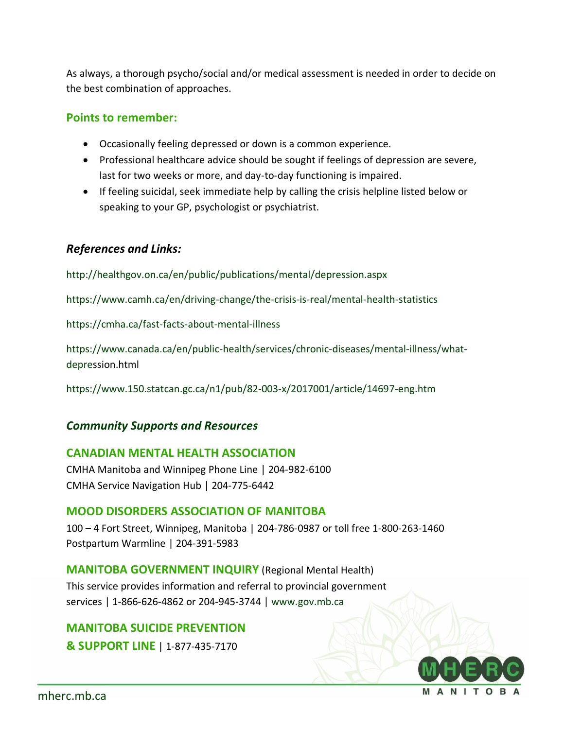As always, a thorough psycho/social and/or medical assessment is needed in order to decide on the best combination of approaches.

## Points to remember:

- Occasionally feeling depressed or down is a common experience.
- Professional healthcare advice should be sought if feelings of depression are severe, last for two weeks or more, and day-to-day functioning is impaired.
- If feeling suicidal, seek immediate help by calling the crisis helpline listed below or speaking to your GP, psychologist or psychiatrist.

## *References and Links:*

http://healthgov.on.ca/en/public/publications/mental/depression.aspx

https://www.camh.ca/en/driving-change/the-crisis-is-real/mental-health-statistics

https://cmha.ca/fast-facts-about-mental-illness

https://www.canada.ca/en/public-health/services/chronic-diseases/mental-illness/what-depression.html

https://www.150.statcan.gc.ca/n1/pub/82-003-x/2017001/article/14697-eng.htm

## *Community Supports and Resources*

### CANADIAN MENTAL HEALTH ASSOCIATION

CMHA Manitoba and Winnipeg Phone Line | 204-982-6100
CMHA Service Navigation Hub | 204-775-6442

### MOOD DISORDERS ASSOCIATION OF MANITOBA

100 – 4 Fort Street, Winnipeg, Manitoba | 204-786-0987 or toll free 1-800-263-1460
Postpartum Warmline | 204-391-5983

### MANITOBA GOVERNMENT INQUIRY (Regional Mental Health)

This service provides information and referral to provincial government services | 1-866-626-4862 or 204-945-3744 | www.gov.mb.ca

### MANITOBA SUICIDE PREVENTION & SUPPORT LINE | 1-877-435-7170